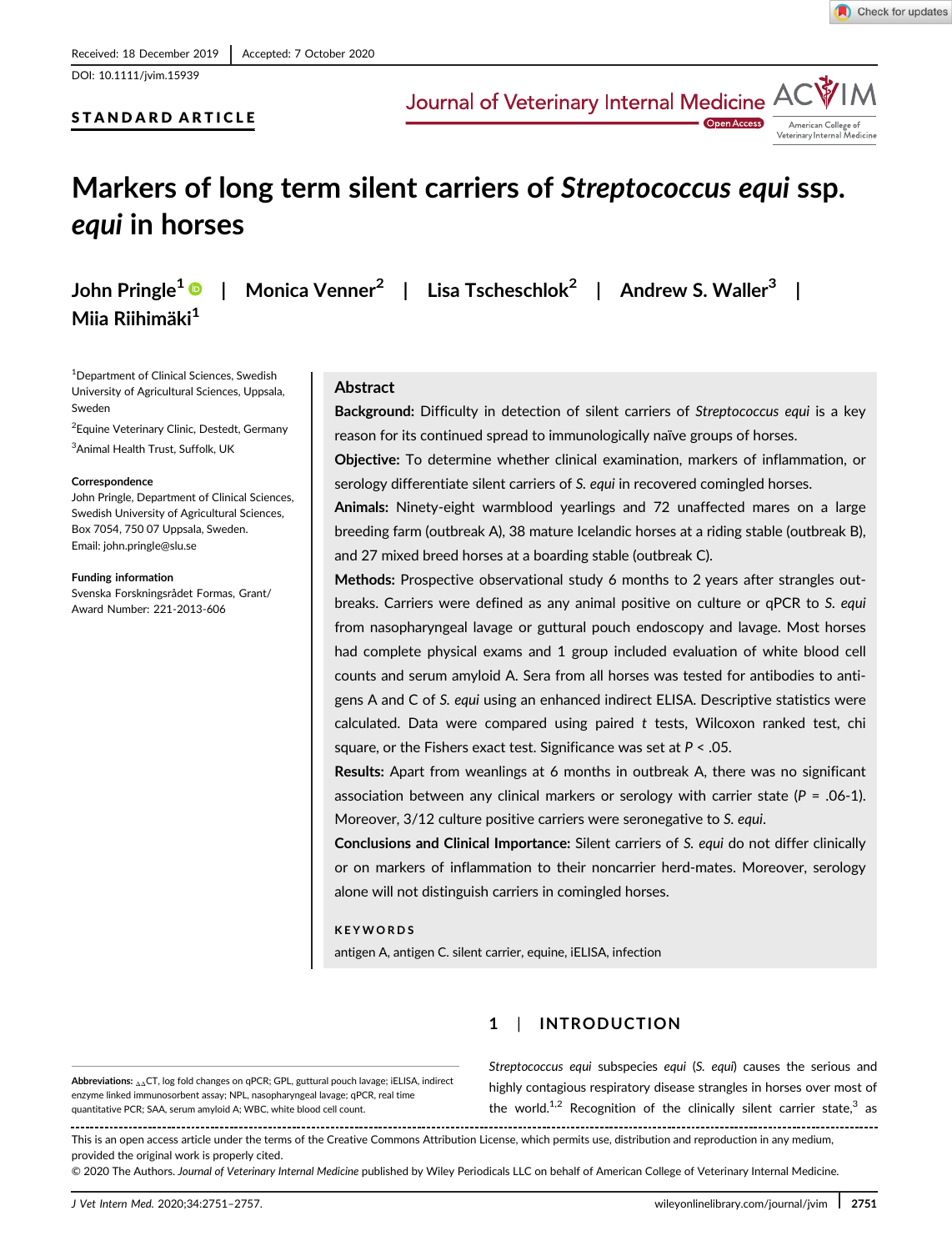Received: 18 December 2019 | Accepted: 7 October 2020

DOI: 10.1111/jvim.15939

**STANDARD ARTICLE**

# Markers of long term silent carriers of *Streptococcus equi* ssp. *equi* in horses

John Pringle[1] | Monica Venner[2] | Lisa Tscheschlok[2] | Andrew S. Waller[3] | Miia Riihimäki[1]

[1]Department of Clinical Sciences, Swedish University of Agricultural Sciences, Uppsala, Sweden

[2]Equine Veterinary Clinic, Destedt, Germany

[3]Animal Health Trust, Suffolk, UK

**Correspondence**
John Pringle, Department of Clinical Sciences, Swedish University of Agricultural Sciences, Box 7054, 750 07 Uppsala, Sweden.
Email: john.pringle@slu.se

**Funding information**
Svenska Forskningsrådet Formas, Grant/Award Number: 221-2013-606

## Abstract

**Background:** Difficulty in detection of silent carriers of *Streptococcus equi* is a key reason for its continued spread to immunologically naïve groups of horses.

**Objective:** To determine whether clinical examination, markers of inflammation, or serology differentiate silent carriers of *S. equi* in recovered comingled horses.

**Animals:** Ninety-eight warmblood yearlings and 72 unaffected mares on a large breeding farm (outbreak A), 38 mature Icelandic horses at a riding stable (outbreak B), and 27 mixed breed horses at a boarding stable (outbreak C).

**Methods:** Prospective observational study 6 months to 2 years after strangles outbreaks. Carriers were defined as any animal positive on culture or qPCR to *S. equi* from nasopharyngeal lavage or guttural pouch endoscopy and lavage. Most horses had complete physical exams and 1 group included evaluation of white blood cell counts and serum amyloid A. Sera from all horses was tested for antibodies to antigens A and C of *S. equi* using an enhanced indirect ELISA. Descriptive statistics were calculated. Data were compared using paired *t* tests, Wilcoxon ranked test, chi square, or the Fishers exact test. Significance was set at $P < .05$.

**Results:** Apart from weanlings at 6 months in outbreak A, there was no significant association between any clinical markers or serology with carrier state ($P = .06$-1). Moreover, 3/12 culture positive carriers were seronegative to *S. equi*.

**Conclusions and Clinical Importance:** Silent carriers of *S. equi* do not differ clinically or on markers of inflammation to their noncarrier herd-mates. Moreover, serology alone will not distinguish carriers in comingled horses.

**KEYWORDS**

antigen A, antigen C. silent carrier, equine, iELISA, infection

## 1 | INTRODUCTION

*Streptococcus equi* subspecies *equi* (*S. equi*) causes the serious and highly contagious respiratory disease strangles in horses over most of the world.[1,2] Recognition of the clinically silent carrier state,[3] as

**Abbreviations:** $_{\Delta\Delta}$CT, log fold changes on qPCR; GPL, guttural pouch lavage; iELISA, indirect enzyme linked immunosorbent assay; NPL, nasopharyngeal lavage; qPCR, real time quantitative PCR; SAA, serum amyloid A; WBC, white blood cell count.

This is an open access article under the terms of the Creative Commons Attribution License, which permits use, distribution and reproduction in any medium, provided the original work is properly cited.
© 2020 The Authors. *Journal of Veterinary Internal Medicine* published by Wiley Periodicals LLC on behalf of American College of Veterinary Internal Medicine.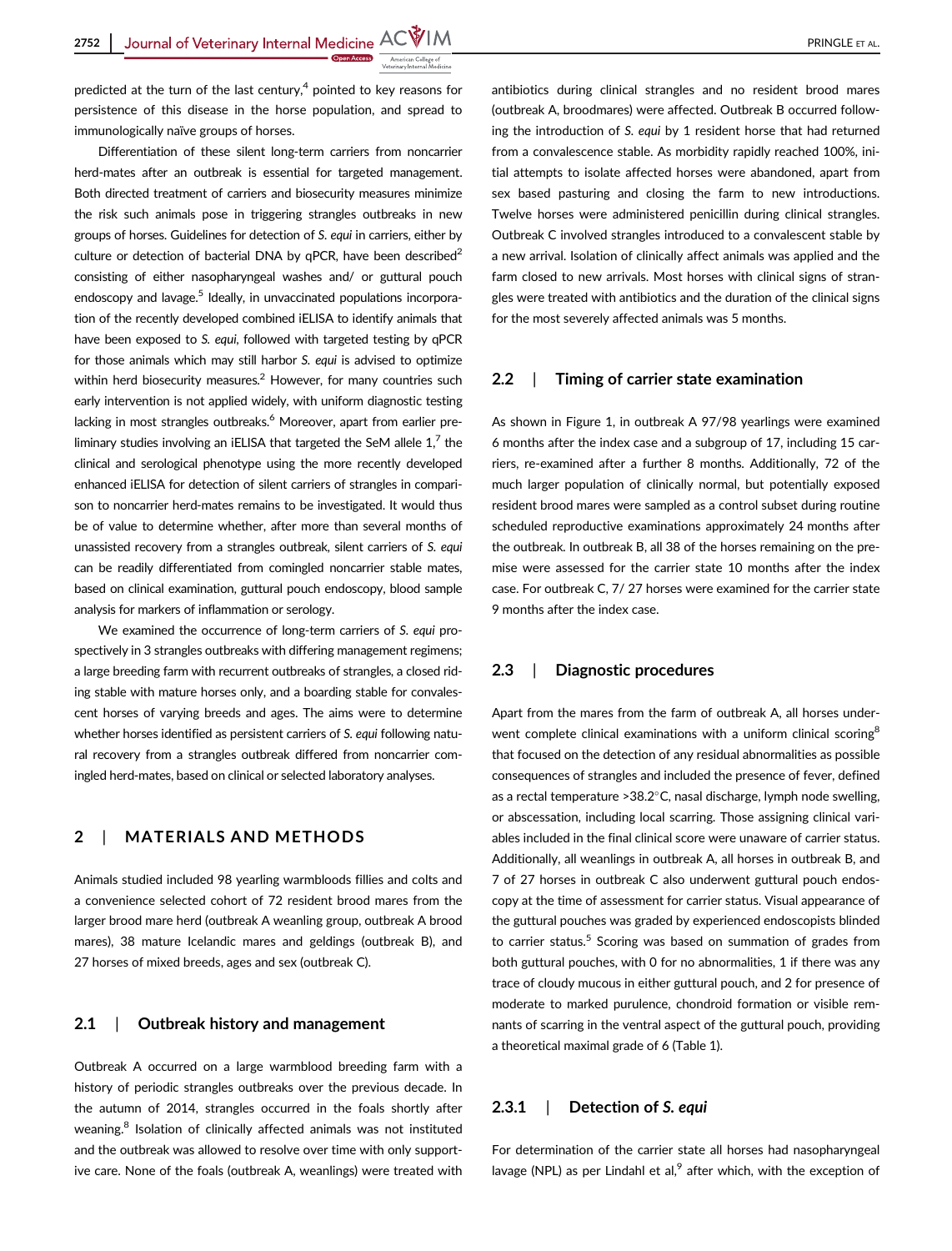predicted at the turn of the last century,[4] pointed to key reasons for persistence of this disease in the horse population, and spread to immunologically naïve groups of horses.

Differentiation of these silent long-term carriers from noncarrier herd-mates after an outbreak is essential for targeted management. Both directed treatment of carriers and biosecurity measures minimize the risk such animals pose in triggering strangles outbreaks in new groups of horses. Guidelines for detection of *S. equi* in carriers, either by culture or detection of bacterial DNA by qPCR, have been described[2] consisting of either nasopharyngeal washes and/ or guttural pouch endoscopy and lavage.[5] Ideally, in unvaccinated populations incorporation of the recently developed combined iELISA to identify animals that have been exposed to *S. equi*, followed with targeted testing by qPCR for those animals which may still harbor *S. equi* is advised to optimize within herd biosecurity measures.[2] However, for many countries such early intervention is not applied widely, with uniform diagnostic testing lacking in most strangles outbreaks.[6] Moreover, apart from earlier preliminary studies involving an iELISA that targeted the SeM allele 1,[7] the clinical and serological phenotype using the more recently developed enhanced iELISA for detection of silent carriers of strangles in comparison to noncarrier herd-mates remains to be investigated. It would thus be of value to determine whether, after more than several months of unassisted recovery from a strangles outbreak, silent carriers of *S. equi* can be readily differentiated from comingled noncarrier stable mates, based on clinical examination, guttural pouch endoscopy, blood sample analysis for markers of inflammation or serology.

We examined the occurrence of long-term carriers of *S. equi* prospectively in 3 strangles outbreaks with differing management regimens; a large breeding farm with recurrent outbreaks of strangles, a closed riding stable with mature horses only, and a boarding stable for convalescent horses of varying breeds and ages. The aims were to determine whether horses identified as persistent carriers of *S. equi* following natural recovery from a strangles outbreak differed from noncarrier comingled herd-mates, based on clinical or selected laboratory analyses.

## 2 | MATERIALS AND METHODS

Animals studied included 98 yearling warmbloods fillies and colts and a convenience selected cohort of 72 resident brood mares from the larger brood mare herd (outbreak A weanling group, outbreak A brood mares), 38 mature Icelandic mares and geldings (outbreak B), and 27 horses of mixed breeds, ages and sex (outbreak C).

### 2.1 | Outbreak history and management

Outbreak A occurred on a large warmblood breeding farm with a history of periodic strangles outbreaks over the previous decade. In the autumn of 2014, strangles occurred in the foals shortly after weaning.[8] Isolation of clinically affected animals was not instituted and the outbreak was allowed to resolve over time with only supportive care. None of the foals (outbreak A, weanlings) were treated with antibiotics during clinical strangles and no resident brood mares (outbreak A, broodmares) were affected. Outbreak B occurred following the introduction of *S. equi* by 1 resident horse that had returned from a convalescence stable. As morbidity rapidly reached 100%, initial attempts to isolate affected horses were abandoned, apart from sex based pasturing and closing the farm to new introductions. Twelve horses were administered penicillin during clinical strangles. Outbreak C involved strangles introduced to a convalescent stable by a new arrival. Isolation of clinically affect animals was applied and the farm closed to new arrivals. Most horses with clinical signs of strangles were treated with antibiotics and the duration of the clinical signs for the most severely affected animals was 5 months.

### 2.2 | Timing of carrier state examination

As shown in Figure 1, in outbreak A 97/98 yearlings were examined 6 months after the index case and a subgroup of 17, including 15 carriers, re-examined after a further 8 months. Additionally, 72 of the much larger population of clinically normal, but potentially exposed resident brood mares were sampled as a control subset during routine scheduled reproductive examinations approximately 24 months after the outbreak. In outbreak B, all 38 of the horses remaining on the premise were assessed for the carrier state 10 months after the index case. For outbreak C, 7/ 27 horses were examined for the carrier state 9 months after the index case.

### 2.3 | Diagnostic procedures

Apart from the mares from the farm of outbreak A, all horses underwent complete clinical examinations with a uniform clinical scoring[8] that focused on the detection of any residual abnormalities as possible consequences of strangles and included the presence of fever, defined as a rectal temperature >38.2°C, nasal discharge, lymph node swelling, or abscessation, including local scarring. Those assigning clinical variables included in the final clinical score were unaware of carrier status. Additionally, all weanlings in outbreak A, all horses in outbreak B, and 7 of 27 horses in outbreak C also underwent guttural pouch endoscopy at the time of assessment for carrier status. Visual appearance of the guttural pouches was graded by experienced endoscopists blinded to carrier status.[5] Scoring was based on summation of grades from both guttural pouches, with 0 for no abnormalities, 1 if there was any trace of cloudy mucous in either guttural pouch, and 2 for presence of moderate to marked purulence, chondroid formation or visible remnants of scarring in the ventral aspect of the guttural pouch, providing a theoretical maximal grade of 6 (Table 1).

#### 2.3.1 | Detection of *S. equi*

For determination of the carrier state all horses had nasopharyngeal lavage (NPL) as per Lindahl et al,[9] after which, with the exception of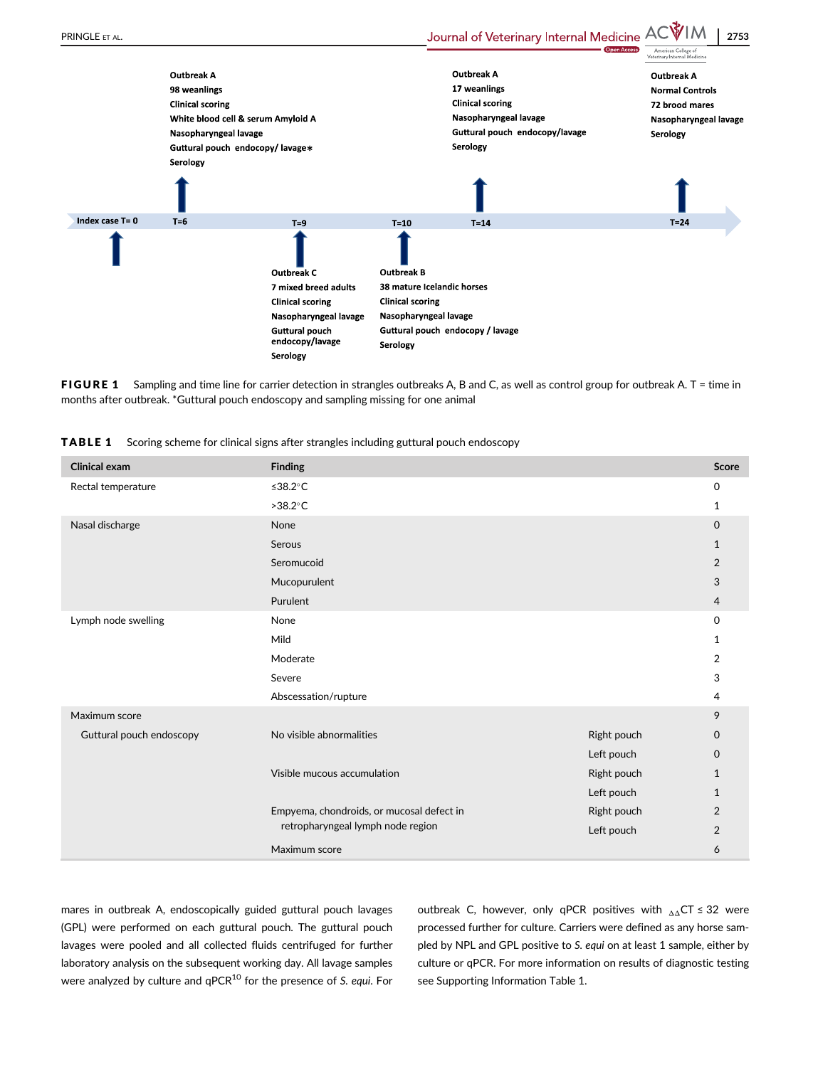Outbreak A
98 weanlings
Clinical scoring
White blood cell & serum Amyloid A
Nasopharyngeal lavage
Guttural pouch endocopy/ lavage*
Serology

Outbreak A
17 weanlings
Clinical scoring
Nasopharyngeal lavage
Guttural pouch endocopy/lavage
Serology

Outbreak A
Normal Controls
72 brood mares
Nasopharyngeal lavage
Serology

Index case T= 0 — T=6 — T=9 — T=10 — T=14 — T=24

Outbreak C
7 mixed breed adults
Clinical scoring
Nasopharyngeal lavage
Guttural pouch endocopy/lavage
Serology

Outbreak B
38 mature Icelandic horses
Clinical scoring
Nasopharyngeal lavage
Guttural pouch endocopy / lavage
Serology

**FIGURE 1** Sampling and time line for carrier detection in strangles outbreaks A, B and C, as well as control group for outbreak A. T = time in months after outbreak. *Guttural pouch endoscopy and sampling missing for one animal

**TABLE 1** Scoring scheme for clinical signs after strangles including guttural pouch endoscopy

| Clinical exam | Finding | | Score |
|---|---|---|---|
| Rectal temperature | ≤38.2°C | | 0 |
| | >38.2°C | | 1 |
| Nasal discharge | None | | 0 |
| | Serous | | 1 |
| | Seromucoid | | 2 |
| | Mucopurulent | | 3 |
| | Purulent | | 4 |
| Lymph node swelling | None | | 0 |
| | Mild | | 1 |
| | Moderate | | 2 |
| | Severe | | 3 |
| | Abscessation/rupture | | 4 |
| Maximum score | | | 9 |
| Guttural pouch endoscopy | No visible abnormalities | Right pouch | 0 |
| | | Left pouch | 0 |
| | Visible mucous accumulation | Right pouch | 1 |
| | | Left pouch | 1 |
| | Empyema, chondroids, or mucosal defect in retropharyngeal lymph node region | Right pouch | 2 |
| | | Left pouch | 2 |
| | Maximum score | | 6 |

mares in outbreak A, endoscopically guided guttural pouch lavages (GPL) were performed on each guttural pouch. The guttural pouch lavages were pooled and all collected fluids centrifuged for further laboratory analysis on the subsequent working day. All lavage samples were analyzed by culture and qPCR[10] for the presence of *S. equi*. For outbreak C, however, only qPCR positives with $_{\Delta\Delta}CT \leq 32$ were processed further for culture. Carriers were defined as any horse sampled by NPL and GPL positive to *S. equi* on at least 1 sample, either by culture or qPCR. For more information on results of diagnostic testing see Supporting Information Table 1.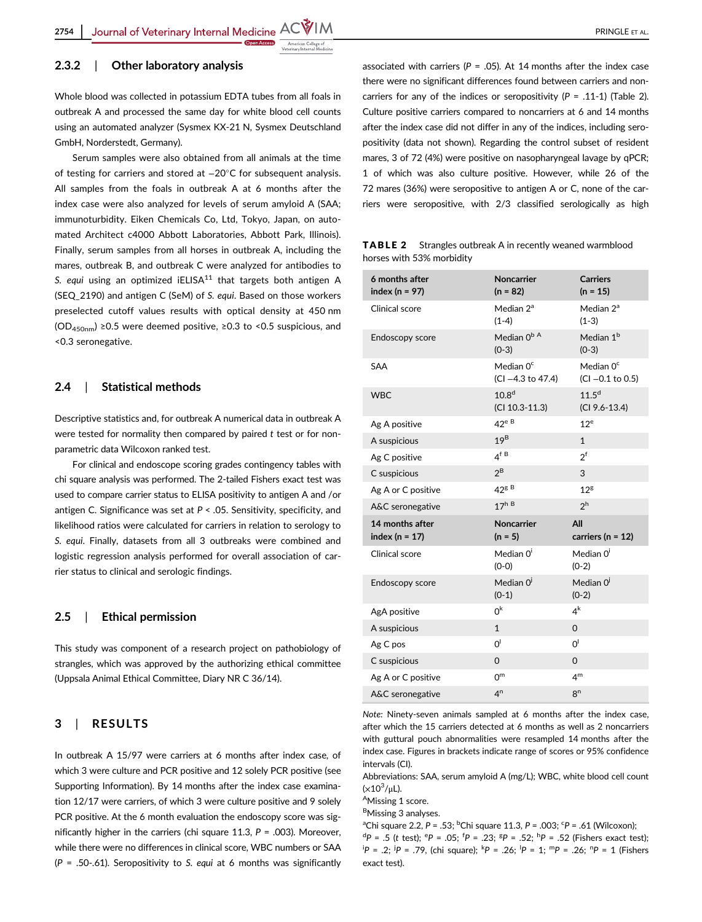### 2.3.2 | Other laboratory analysis

Whole blood was collected in potassium EDTA tubes from all foals in outbreak A and processed the same day for white blood cell counts using an automated analyzer (Sysmex KX-21 N, Sysmex Deutschland GmbH, Norderstedt, Germany).

Serum samples were also obtained from all animals at the time of testing for carriers and stored at −20°C for subsequent analysis. All samples from the foals in outbreak A at 6 months after the index case were also analyzed for levels of serum amyloid A (SAA; immunoturbidity. Eiken Chemicals Co, Ltd, Tokyo, Japan, on automated Architect c4000 Abbott Laboratories, Abbott Park, Illinois). Finally, serum samples from all horses in outbreak A, including the mares, outbreak B, and outbreak C were analyzed for antibodies to *S. equi* using an optimized iELISA[11] that targets both antigen A (SEQ_2190) and antigen C (SeM) of *S. equi*. Based on those workers preselected cutoff values results with optical density at 450 nm ($OD_{450nm}$) ≥0.5 were deemed positive, ≥0.3 to <0.5 suspicious, and <0.3 seronegative.

## 2.4 | Statistical methods

Descriptive statistics and, for outbreak A numerical data in outbreak A were tested for normality then compared by paired *t* test or for nonparametric data Wilcoxon ranked test.

For clinical and endoscope scoring grades contingency tables with chi square analysis was performed. The 2-tailed Fishers exact test was used to compare carrier status to ELISA positivity to antigen A and /or antigen C. Significance was set at $P < .05$. Sensitivity, specificity, and likelihood ratios were calculated for carriers in relation to serology to *S. equi*. Finally, datasets from all 3 outbreaks were combined and logistic regression analysis performed for overall association of carrier status to clinical and serologic findings.

## 2.5 | Ethical permission

This study was component of a research project on pathobiology of strangles, which was approved by the authorizing ethical committee (Uppsala Animal Ethical Committee, Diary NR C 36/14).

# 3 | RESULTS

In outbreak A 15/97 were carriers at 6 months after index case, of which 3 were culture and PCR positive and 12 solely PCR positive (see Supporting Information). By 14 months after the index case examination 12/17 were carriers, of which 3 were culture positive and 9 solely PCR positive. At the 6 month evaluation the endoscopy score was significantly higher in the carriers (chi square 11.3, $P = .003$). Moreover, while there were no differences in clinical score, WBC numbers or SAA ($P = .50$-.61). Seropositivity to *S. equi* at 6 months was significantly associated with carriers ($P = .05$). At 14 months after the index case there were no significant differences found between carriers and noncarriers for any of the indices or seropositivity ($P = .11$-1) (Table 2). Culture positive carriers compared to noncarriers at 6 and 14 months after the index case did not differ in any of the indices, including seropositivity (data not shown). Regarding the control subset of resident mares, 3 of 72 (4%) were positive on nasopharyngeal lavage by qPCR; 1 of which was also culture positive. However, while 26 of the 72 mares (36%) were seropositive to antigen A or C, none of the carriers were seropositive, with 2/3 classified serologically as high

**TABLE 2** Strangles outbreak A in recently weaned warmblood horses with 53% morbidity

| 6 months after index (n = 97) | Noncarrier (n = 82) | Carriers (n = 15) |
|---|---|---|
| Clinical score | Median 2[a] (1-4) | Median 2[a] (1-3) |
| Endoscopy score | Median 0[b A] (0-3) | Median 1[b] (0-3) |
| SAA | Median 0[c] (CI −4.3 to 47.4) | Median 0[c] (CI −0.1 to 0.5) |
| WBC | 10.8[d] (CI 10.3-11.3) | 11.5[d] (CI 9.6-13.4) |
| Ag A positive | 42[e B] | 12[e] |
| A suspicious | 19[B] | 1 |
| Ag C positive | 4[f B] | 2[f] |
| C suspicious | 2[B] | 3 |
| Ag A or C positive | 42[g B] | 12[g] |
| A&C seronegative | 17[h B] | 2[h] |
| **14 months after index (n = 17)** | **Noncarrier (n = 5)** | **All carriers (n = 12)** |
| Clinical score | Median 0[i] (0-0) | Median 0[i] (0-2) |
| Endoscopy score | Median 0[j] (0-1) | Median 0[j] (0-2) |
| AgA positive | 0[k] | 4[k] |
| A suspicious | 1 | 0 |
| Ag C pos | 0[l] | 0[l] |
| C suspicious | 0 | 0 |
| Ag A or C positive | 0[m] | 4[m] |
| A&C seronegative | 4[n] | 8[n] |

*Note:* Ninety-seven animals sampled at 6 months after the index case, after which the 15 carriers detected at 6 months as well as 2 noncarriers with guttural pouch abnormalities were resampled 14 months after the index case. Figures in brackets indicate range of scores or 95% confidence intervals (CI).

Abbreviations: SAA, serum amyloid A (mg/L); WBC, white blood cell count ($\times 10^3/\mu L$).

[A]Missing 1 score.

[B]Missing 3 analyses.

[a]Chi square 2.2, $P = .53$; [b]Chi square 11.3, $P = .003$; [c]$P = .61$ (Wilcoxon); [d]$P = .5$ (*t* test); [e]$P = .05$; [f]$P = .23$; [g]$P = .52$; [h]$P = .52$ (Fishers exact test); [i]$P = .2$; [j]$P = .79$, (chi square); [k]$P = .26$; [l]$P = 1$; [m]$P = .26$; [n]$P = 1$ (Fishers exact test).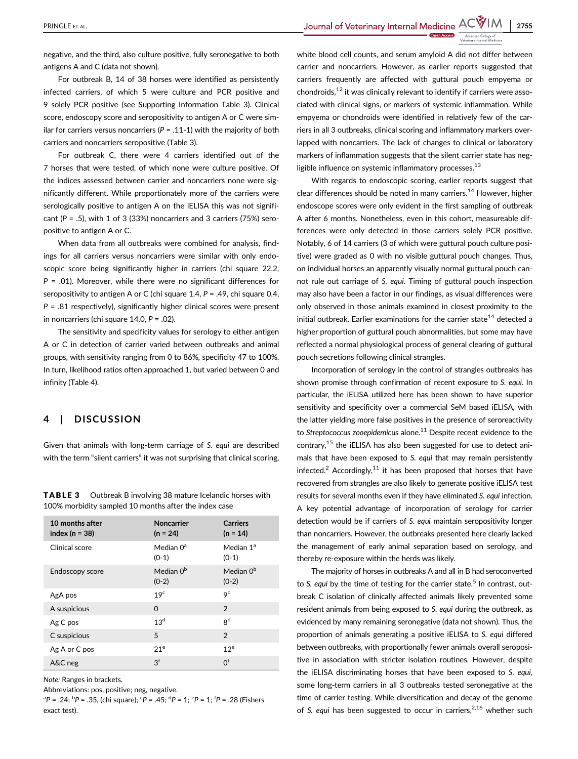negative, and the third, also culture positive, fully seronegative to both antigens A and C (data not shown).

For outbreak B, 14 of 38 horses were identified as persistently infected carriers, of which 5 were culture and PCR positive and 9 solely PCR positive (see Supporting Information Table 3). Clinical score, endoscopy score and seropositivity to antigen A or C were similar for carriers versus noncarriers ($P$ = .11-1) with the majority of both carriers and noncarriers seropositive (Table 3).

For outbreak C, there were 4 carriers identified out of the 7 horses that were tested, of which none were culture positive. Of the indices assessed between carrier and noncarriers none were significantly different. While proportionately more of the carriers were serologically positive to antigen A on the iELISA this was not significant ($P$ = .5), with 1 of 3 (33%) noncarriers and 3 carriers (75%) seropositive to antigen A or C.

When data from all outbreaks were combined for analysis, findings for all carriers versus noncarriers were similar with only endoscopic score being significantly higher in carriers (chi square 22.2, $P$ = .01). Moreover, while there were no significant differences for seropositivity to antigen A or C (chi square 1.4, $P$ = .49, chi square 0.4, $P$ = .81 respectively), significantly higher clinical scores were present in noncarriers (chi square 14.0, $P$ = .02).

The sensitivity and specificity values for serology to either antigen A or C in detection of carrier varied between outbreaks and animal groups, with sensitivity ranging from 0 to 86%, specificity 47 to 100%. In turn, likelihood ratios often approached 1, but varied between 0 and infinity (Table 4).

## 4 | DISCUSSION

Given that animals with long-term carriage of *S. equi* are described with the term "silent carriers" it was not surprising that clinical scoring, white blood cell counts, and serum amyloid A did not differ between carrier and noncarriers. However, as earlier reports suggested that carriers frequently are affected with guttural pouch empyema or chondroids,[12] it was clinically relevant to identify if carriers were associated with clinical signs, or markers of systemic inflammation. While empyema or chondroids were identified in relatively few of the carriers in all 3 outbreaks, clinical scoring and inflammatory markers overlapped with noncarriers. The lack of changes to clinical or laboratory markers of inflammation suggests that the silent carrier state has negligible influence on systemic inflammatory processes.[13]

With regards to endoscopic scoring, earlier reports suggest that clear differences should be noted in many carriers.[14] However, higher endoscope scores were only evident in the first sampling of outbreak A after 6 months. Nonetheless, even in this cohort, measureable differences were only detected in those carriers solely PCR positive. Notably, 6 of 14 carriers (3 of which were guttural pouch culture positive) were graded as 0 with no visible guttural pouch changes. Thus, on individual horses an apparently visually normal guttural pouch cannot rule out carriage of *S. equi*. Timing of guttural pouch inspection may also have been a factor in our findings, as visual differences were only observed in those animals examined in closest proximity to the initial outbreak. Earlier examinations for the carrier state[14] detected a higher proportion of guttural pouch abnormalities, but some may have reflected a normal physiological process of general clearing of guttural pouch secretions following clinical strangles.

Incorporation of serology in the control of strangles outbreaks has shown promise through confirmation of recent exposure to *S. equi*. In particular, the iELISA utilized here has been shown to have superior sensitivity and specificity over a commercial SeM based iELISA, with the latter yielding more false positives in the presence of seroreactivity to *Streptococcus zooepidemicus* alone.[11] Despite recent evidence to the contrary,[15] the iELISA has also been suggested for use to detect animals that have been exposed to *S. equi* that may remain persistently infected.[2] Accordingly,[11] it has been proposed that horses that have recovered from strangles are also likely to generate positive iELISA test results for several months even if they have eliminated *S. equi* infection. A key potential advantage of incorporation of serology for carrier detection would be if carriers of *S. equi* maintain seropositivity longer than noncarriers. However, the outbreaks presented here clearly lacked the management of early animal separation based on serology, and thereby re-exposure within the herds was likely.

The majority of horses in outbreaks A and all in B had seroconverted to *S. equi* by the time of testing for the carrier state.[5] In contrast, outbreak C isolation of clinically affected animals likely prevented some resident animals from being exposed to *S. equi* during the outbreak, as evidenced by many remaining seronegative (data not shown). Thus, the proportion of animals generating a positive iELISA to *S. equi* differed between outbreaks, with proportionally fewer animals overall seropositive in association with stricter isolation routines. However, despite the iELISA discriminating horses that have been exposed to *S. equi*, some long-term carriers in all 3 outbreaks tested seronegative at the time of carrier testing. While diversification and decay of the genome of *S. equi* has been suggested to occur in carriers,[2,16] whether such

**TABLE 3** Outbreak B involving 38 mature Icelandic horses with 100% morbidity sampled 10 months after the index case

| 10 months after index (n = 38) | Noncarrier (n = 24) | Carriers (n = 14) |
|---|---|---|
| Clinical score | Median 0[a] (0-1) | Median 1[a] (0-1) |
| Endoscopy score | Median 0[b] (0-2) | Median 0[b] (0-2) |
| AgA pos | 19[c] | 9[c] |
| A suspicious | 0 | 2 |
| Ag C pos | 13[d] | 8[d] |
| C suspicious | 5 | 2 |
| Ag A or C pos | 21[e] | 12[e] |
| A&C neg | 3[f] | 0[f] |

*Note:* Ranges in brackets.

Abbreviations: pos, positive; neg, negative.

[a]$P$ = .24; [b]$P$ = .35, (chi square); [c]$P$ = .45; [d]$P$ = 1; [e]$P$ = 1; [f]$P$ = .28 (Fishers exact test).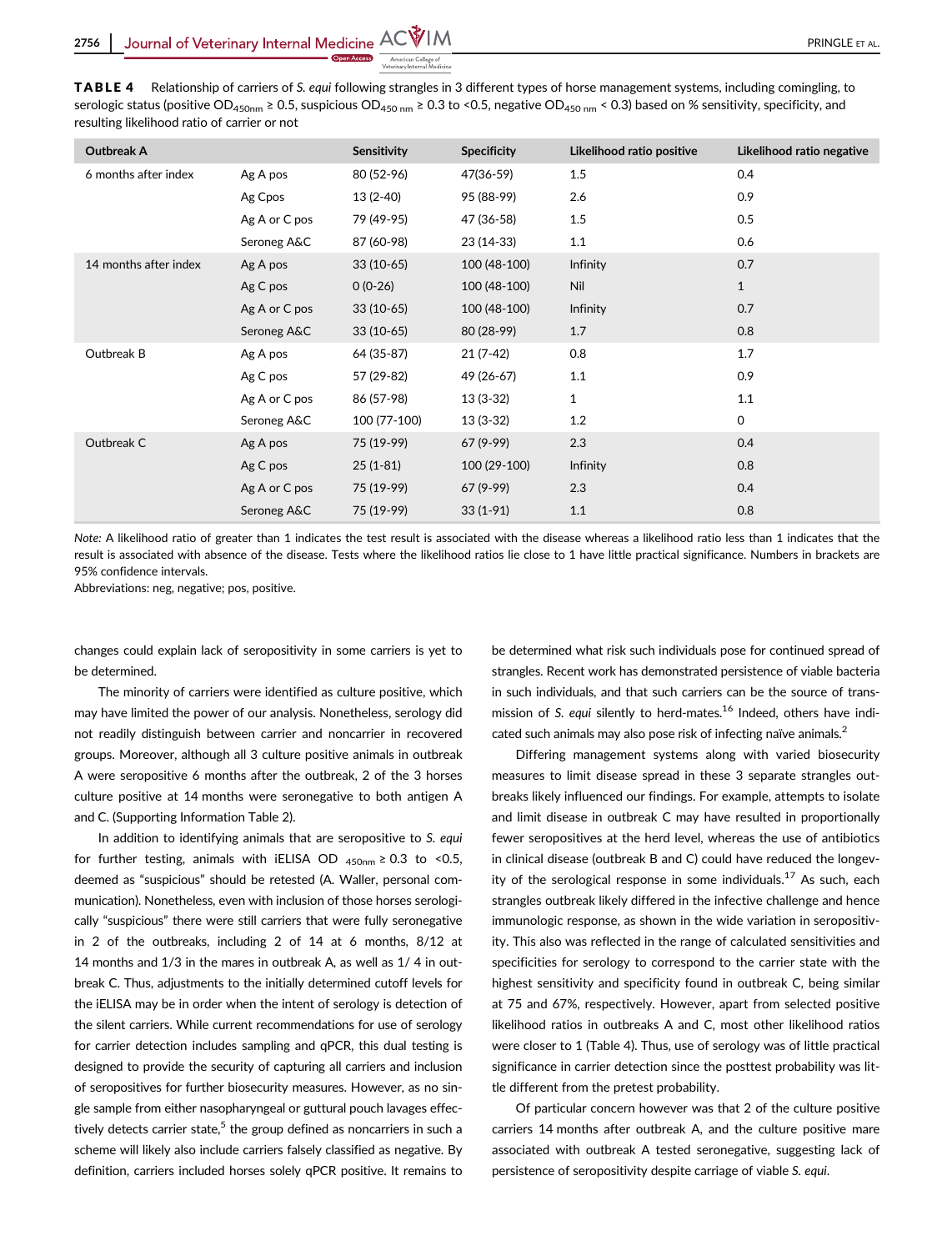**TABLE 4** Relationship of carriers of *S. equi* following strangles in 3 different types of horse management systems, including comingling, to serologic status (positive $OD_{450nm} \geq 0.5$, suspicious $OD_{450\,nm} \geq 0.3$ to <0.5, negative $OD_{450\,nm}$ < 0.3) based on % sensitivity, specificity, and resulting likelihood ratio of carrier or not

| Outbreak A | | Sensitivity | Specificity | Likelihood ratio positive | Likelihood ratio negative |
|---|---|---|---|---|---|
| 6 months after index | Ag A pos | 80 (52-96) | 47(36-59) | 1.5 | 0.4 |
| | Ag Cpos | 13 (2-40) | 95 (88-99) | 2.6 | 0.9 |
| | Ag A or C pos | 79 (49-95) | 47 (36-58) | 1.5 | 0.5 |
| | Seroneg A&C | 87 (60-98) | 23 (14-33) | 1.1 | 0.6 |
| 14 months after index | Ag A pos | 33 (10-65) | 100 (48-100) | Infinity | 0.7 |
| | Ag C pos | 0 (0-26) | 100 (48-100) | Nil | 1 |
| | Ag A or C pos | 33 (10-65) | 100 (48-100) | Infinity | 0.7 |
| | Seroneg A&C | 33 (10-65) | 80 (28-99) | 1.7 | 0.8 |
| Outbreak B | Ag A pos | 64 (35-87) | 21 (7-42) | 0.8 | 1.7 |
| | Ag C pos | 57 (29-82) | 49 (26-67) | 1.1 | 0.9 |
| | Ag A or C pos | 86 (57-98) | 13 (3-32) | 1 | 1.1 |
| | Seroneg A&C | 100 (77-100) | 13 (3-32) | 1.2 | 0 |
| Outbreak C | Ag A pos | 75 (19-99) | 67 (9-99) | 2.3 | 0.4 |
| | Ag C pos | 25 (1-81) | 100 (29-100) | Infinity | 0.8 |
| | Ag A or C pos | 75 (19-99) | 67 (9-99) | 2.3 | 0.4 |
| | Seroneg A&C | 75 (19-99) | 33 (1-91) | 1.1 | 0.8 |

*Note:* A likelihood ratio of greater than 1 indicates the test result is associated with the disease whereas a likelihood ratio less than 1 indicates that the result is associated with absence of the disease. Tests where the likelihood ratios lie close to 1 have little practical significance. Numbers in brackets are 95% confidence intervals.

Abbreviations: neg, negative; pos, positive.

changes could explain lack of seropositivity in some carriers is yet to be determined.

The minority of carriers were identified as culture positive, which may have limited the power of our analysis. Nonetheless, serology did not readily distinguish between carrier and noncarrier in recovered groups. Moreover, although all 3 culture positive animals in outbreak A were seropositive 6 months after the outbreak, 2 of the 3 horses culture positive at 14 months were seronegative to both antigen A and C. (Supporting Information Table 2).

In addition to identifying animals that are seropositive to *S. equi* for further testing, animals with iELISA $OD_{450nm} \geq 0.3$ to <0.5, deemed as "suspicious" should be retested (A. Waller, personal communication). Nonetheless, even with inclusion of those horses serologically "suspicious" there were still carriers that were fully seronegative in 2 of the outbreaks, including 2 of 14 at 6 months, 8/12 at 14 months and 1/3 in the mares in outbreak A, as well as 1/ 4 in outbreak C. Thus, adjustments to the initially determined cutoff levels for the iELISA may be in order when the intent of serology is detection of the silent carriers. While current recommendations for use of serology for carrier detection includes sampling and qPCR, this dual testing is designed to provide the security of capturing all carriers and inclusion of seropositives for further biosecurity measures. However, as no single sample from either nasopharyngeal or guttural pouch lavages effectively detects carrier state,[5] the group defined as noncarriers in such a scheme will likely also include carriers falsely classified as negative. By definition, carriers included horses solely qPCR positive. It remains to be determined what risk such individuals pose for continued spread of strangles. Recent work has demonstrated persistence of viable bacteria in such individuals, and that such carriers can be the source of transmission of *S. equi* silently to herd-mates.[16] Indeed, others have indicated such animals may also pose risk of infecting naïve animals.[2]

Differing management systems along with varied biosecurity measures to limit disease spread in these 3 separate strangles outbreaks likely influenced our findings. For example, attempts to isolate and limit disease in outbreak C may have resulted in proportionally fewer seropositives at the herd level, whereas the use of antibiotics in clinical disease (outbreak B and C) could have reduced the longevity of the serological response in some individuals.[17] As such, each strangles outbreak likely differed in the infective challenge and hence immunologic response, as shown in the wide variation in seropositivity. This also was reflected in the range of calculated sensitivities and specificities for serology to correspond to the carrier state with the highest sensitivity and specificity found in outbreak C, being similar at 75 and 67%, respectively. However, apart from selected positive likelihood ratios in outbreaks A and C, most other likelihood ratios were closer to 1 (Table 4). Thus, use of serology was of little practical significance in carrier detection since the posttest probability was little different from the pretest probability.

Of particular concern however was that 2 of the culture positive carriers 14 months after outbreak A, and the culture positive mare associated with outbreak A tested seronegative, suggesting lack of persistence of seropositivity despite carriage of viable *S. equi*.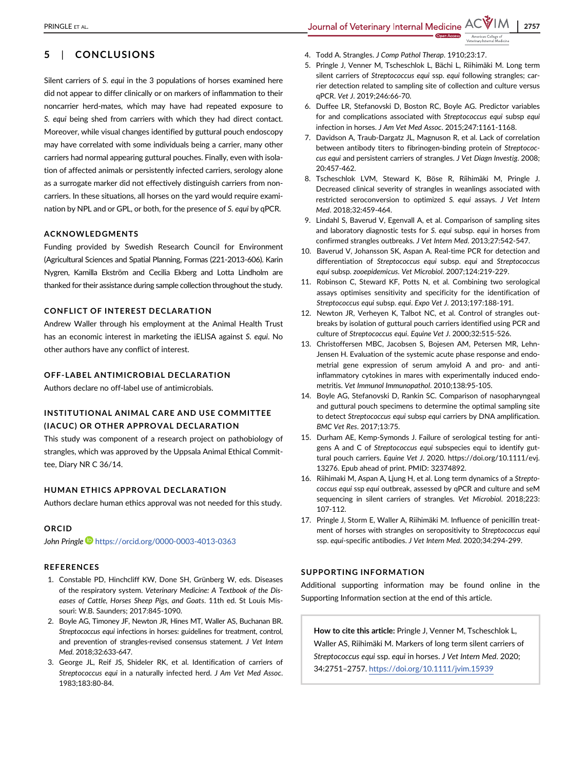## 5 | CONCLUSIONS

Silent carriers of *S. equi* in the 3 populations of horses examined here did not appear to differ clinically or on markers of inflammation to their noncarrier herd-mates, which may have had repeated exposure to *S. equi* being shed from carriers with which they had direct contact. Moreover, while visual changes identified by guttural pouch endoscopy may have correlated with some individuals being a carrier, many other carriers had normal appearing guttural pouches. Finally, even with isolation of affected animals or persistently infected carriers, serology alone as a surrogate marker did not effectively distinguish carriers from noncarriers. In these situations, all horses on the yard would require examination by NPL and or GPL, or both, for the presence of *S. equi* by qPCR.

### ACKNOWLEDGMENTS

Funding provided by Swedish Research Council for Environment (Agricultural Sciences and Spatial Planning, Formas (221-2013-606). Karin Nygren, Kamilla Ekström and Cecilia Ekberg and Lotta Lindholm are thanked for their assistance during sample collection throughout the study.

### CONFLICT OF INTEREST DECLARATION

Andrew Waller through his employment at the Animal Health Trust has an economic interest in marketing the iELISA against *S. equi*. No other authors have any conflict of interest.

### OFF-LABEL ANTIMICROBIAL DECLARATION

Authors declare no off-label use of antimicrobials.

### INSTITUTIONAL ANIMAL CARE AND USE COMMITTEE (IACUC) OR OTHER APPROVAL DECLARATION

This study was component of a research project on pathobiology of strangles, which was approved by the Uppsala Animal Ethical Committee, Diary NR C 36/14.

### HUMAN ETHICS APPROVAL DECLARATION

Authors declare human ethics approval was not needed for this study.

### ORCID

*John Pringle* https://orcid.org/0000-0003-4013-0363

### REFERENCES

1. Constable PD, Hinchcliff KW, Done SH, Grünberg W, eds. Diseases of the respiratory system. *Veterinary Medicine: A Textbook of the Diseases of Cattle, Horses Sheep Pigs, and Goats*. 11th ed. St Louis Missouri: W.B. Saunders; 2017:845-1090.
2. Boyle AG, Timoney JF, Newton JR, Hines MT, Waller AS, Buchanan BR. *Streptococcus equi* infections in horses: guidelines for treatment, control, and prevention of strangles-revised consensus statement. *J Vet Intern Med*. 2018;32:633-647.
3. George JL, Reif JS, Shideler RK, et al. Identification of carriers of *Streptococcus equi* in a naturally infected herd. *J Am Vet Med Assoc*. 1983;183:80-84.
4. Todd A. Strangles. *J Comp Pathol Therap*. 1910;23:17.
5. Pringle J, Venner M, Tscheschlok L, Bächi L, Riihimäki M. Long term silent carriers of *Streptococcus equi* ssp. *equi* following strangles; carrier detection related to sampling site of collection and culture versus qPCR. *Vet J*. 2019;246:66-70.
6. Duffee LR, Stefanovski D, Boston RC, Boyle AG. Predictor variables for and complications associated with *Streptococcus equi* subsp *equi* infection in horses. *J Am Vet Med Assoc*. 2015;247:1161-1168.
7. Davidson A, Traub-Dargatz JL, Magnuson R, et al. Lack of correlation between antibody titers to fibrinogen-binding protein of *Streptococcus equi* and persistent carriers of strangles. *J Vet Diagn Investig*. 2008;20:457-462.
8. Tscheschlok LVM, Steward K, Böse R, Riihimäki M, Pringle J. Decreased clinical severity of strangles in weanlings associated with restricted seroconversion to optimized *S. equi* assays. *J Vet Intern Med*. 2018;32:459-464.
9. Lindahl S, Baverud V, Egenvall A, et al. Comparison of sampling sites and laboratory diagnostic tests for *S. equi* subsp. *equi* in horses from confirmed strangles outbreaks. *J Vet Intern Med*. 2013;27:542-547.
10. Baverud V, Johansson SK, Aspan A. Real-time PCR for detection and differentiation of *Streptococcus equi* subsp. *equi* and *Streptococcus equi* subsp. *zooepidemicus*. *Vet Microbiol*. 2007;124:219-229.
11. Robinson C, Steward KF, Potts N, et al. Combining two serological assays optimises sensitivity and specificity for the identification of *Streptococcus equi* subsp. *equi*. *Expo Vet J*. 2013;197:188-191.
12. Newton JR, Verheyen K, Talbot NC, et al. Control of strangles outbreaks by isolation of guttural pouch carriers identified using PCR and culture of *Streptococcus equi*. *Equine Vet J*. 2000;32:515-526.
13. Christoffersen MBC, Jacobsen S, Bojesen AM, Petersen MR, Lehn-Jensen H. Evaluation of the systemic acute phase response and endometrial gene expression of serum amyloid A and pro- and anti-inflammatory cytokines in mares with experimentally induced endometritis. *Vet Immunol Immunopathol*. 2010;138:95-105.
14. Boyle AG, Stefanovski D, Rankin SC. Comparison of nasopharyngeal and guttural pouch specimens to determine the optimal sampling site to detect *Streptococcus equi* subsp *equi* carriers by DNA amplification. *BMC Vet Res*. 2017;13:75.
15. Durham AE, Kemp-Symonds J. Failure of serological testing for antigens A and C of *Streptococcus equi* subspecies equi to identify guttural pouch carriers. *Equine Vet J*. 2020. https://doi.org/10.1111/evj.13276. Epub ahead of print. PMID: 32374892.
16. Riihimaki M, Aspan A, Ljung H, et al. Long term dynamics of a *Streptococcus equi* ssp *equi* outbreak, assessed by qPCR and culture and seM sequencing in silent carriers of strangles. *Vet Microbiol*. 2018;223:107-112.
17. Pringle J, Storm E, Waller A, Riihimäki M. Influence of penicillin treatment of horses with strangles on seropositivity to *Streptococcus equi* ssp. *equi*-specific antibodies. *J Vet Intern Med*. 2020;34:294-299.

### SUPPORTING INFORMATION

Additional supporting information may be found online in the Supporting Information section at the end of this article.

**How to cite this article:** Pringle J, Venner M, Tscheschlok L, Waller AS, Riihimäki M. Markers of long term silent carriers of *Streptococcus equi* ssp. *equi* in horses. *J Vet Intern Med*. 2020;34:2751–2757. https://doi.org/10.1111/jvim.15939